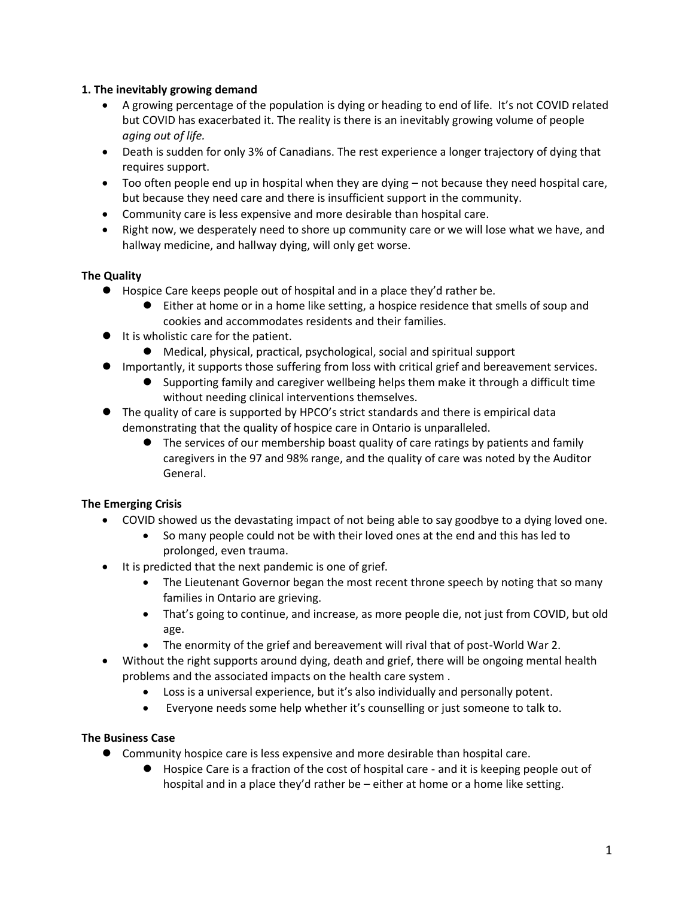**1. The inevitably growing demand**

- A growing percentage of the population is dying or heading to end of life. It's not COVID related but COVID has exacerbated it. The reality is there is an inevitably growing volume of people *aging out of life.*
- Death is sudden for only 3% of Canadians. The rest experience a longer trajectory of dying that requires support.
- Too often people end up in hospital when they are dying – not because they need hospital care, but because they need care and there is insufficient support in the community.
- Community care is less expensive and more desirable than hospital care.
- Right now, we desperately need to shore up community care or we will lose what we have, and hallway medicine, and hallway dying, will only get worse.

**The Quality**

- Hospice Care keeps people out of hospital and in a place they'd rather be.
  - Either at home or in a home like setting, a hospice residence that smells of soup and cookies and accommodates residents and their families.
- It is wholistic care for the patient.
  - Medical, physical, practical, psychological, social and spiritual support
- Importantly, it supports those suffering from loss with critical grief and bereavement services.
  - Supporting family and caregiver wellbeing helps them make it through a difficult time without needing clinical interventions themselves.
- The quality of care is supported by HPCO's strict standards and there is empirical data demonstrating that the quality of hospice care in Ontario is unparalleled.
  - The services of our membership boast quality of care ratings by patients and family caregivers in the 97 and 98% range, and the quality of care was noted by the Auditor General.

**The Emerging Crisis**

- COVID showed us the devastating impact of not being able to say goodbye to a dying loved one.
  - So many people could not be with their loved ones at the end and this has led to prolonged, even trauma.
- It is predicted that the next pandemic is one of grief.
  - The Lieutenant Governor began the most recent throne speech by noting that so many families in Ontario are grieving.
  - That's going to continue, and increase, as more people die, not just from COVID, but old age.
  - The enormity of the grief and bereavement will rival that of post-World War 2.
- Without the right supports around dying, death and grief, there will be ongoing mental health problems and the associated impacts on the health care system .
  - Loss is a universal experience, but it's also individually and personally potent.
  - Everyone needs some help whether it's counselling or just someone to talk to.

**The Business Case**

- Community hospice care is less expensive and more desirable than hospital care.
  - Hospice Care is a fraction of the cost of hospital care - and it is keeping people out of hospital and in a place they'd rather be – either at home or a home like setting.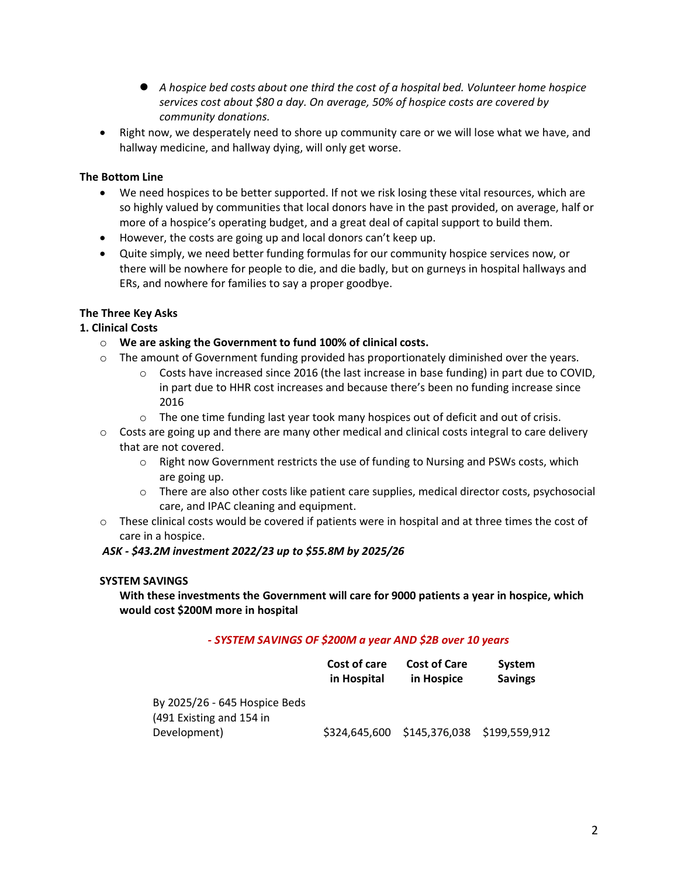- *A hospice bed costs about one third the cost of a hospital bed. Volunteer home hospice services cost about $80 a day. On average, 50% of hospice costs are covered by community donations.*
- Right now, we desperately need to shore up community care or we will lose what we have, and hallway medicine, and hallway dying, will only get worse.

**The Bottom Line**

- We need hospices to be better supported. If not we risk losing these vital resources, which are so highly valued by communities that local donors have in the past provided, on average, half or more of a hospice's operating budget, and a great deal of capital support to build them.
- However, the costs are going up and local donors can't keep up.
- Quite simply, we need better funding formulas for our community hospice services now, or there will be nowhere for people to die, and die badly, but on gurneys in hospital hallways and ERs, and nowhere for families to say a proper goodbye.

**The Three Key Asks**

**1. Clinical Costs**

- **We are asking the Government to fund 100% of clinical costs.**
- The amount of Government funding provided has proportionately diminished over the years.
  - Costs have increased since 2016 (the last increase in base funding) in part due to COVID, in part due to HHR cost increases and because there's been no funding increase since 2016
  - The one time funding last year took many hospices out of deficit and out of crisis.
- Costs are going up and there are many other medical and clinical costs integral to care delivery that are not covered.
  - Right now Government restricts the use of funding to Nursing and PSWs costs, which are going up.
  - There are also other costs like patient care supplies, medical director costs, psychosocial care, and IPAC cleaning and equipment.
- These clinical costs would be covered if patients were in hospital and at three times the cost of care in a hospice.

***ASK - $43.2M investment 2022/23 up to $55.8M by 2025/26***

**SYSTEM SAVINGS**

**With these investments the Government will care for 9000 patients a year in hospice, which would cost $200M more in hospital**

***- SYSTEM SAVINGS OF $200M a year AND $2B over 10 years***

| | Cost of care in Hospital | Cost of Care in Hospice | System Savings |
|---|---|---|---|
| By 2025/26 - 645 Hospice Beds (491 Existing and 154 in Development) | $324,645,600 | $145,376,038 | $199,559,912 |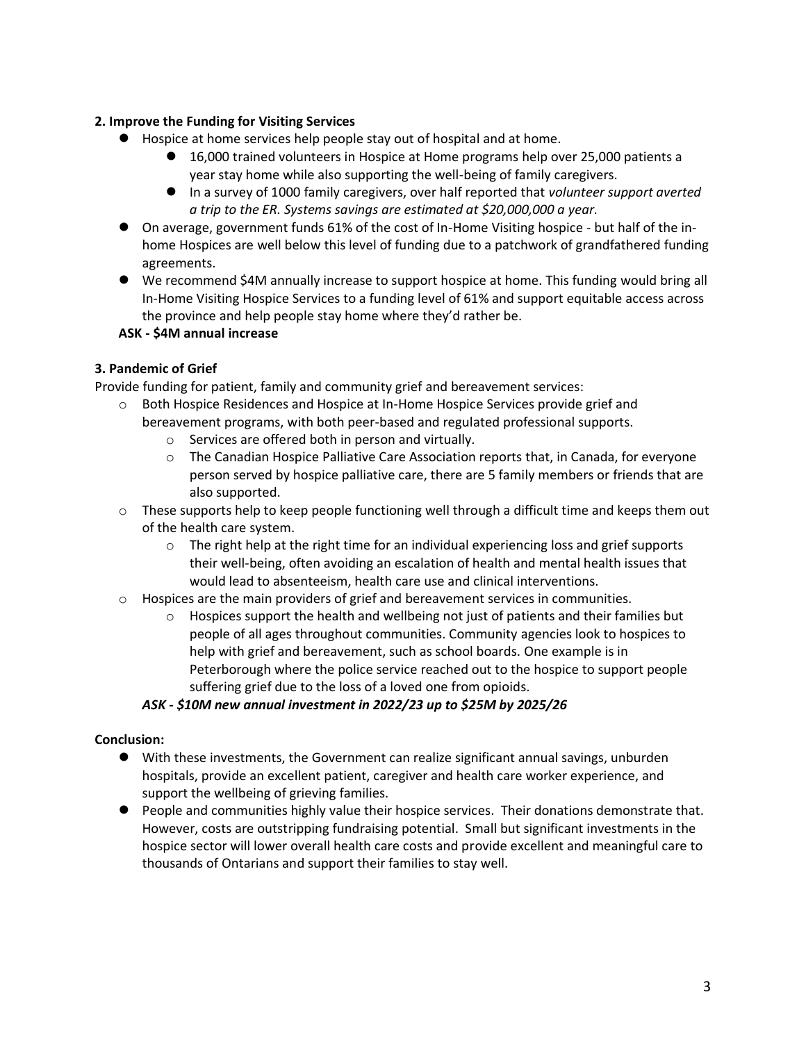**2. Improve the Funding for Visiting Services**

- Hospice at home services help people stay out of hospital and at home.
    - 16,000 trained volunteers in Hospice at Home programs help over 25,000 patients a year stay home while also supporting the well-being of family caregivers.
    - In a survey of 1000 family caregivers, over half reported that *volunteer support averted a trip to the ER. Systems savings are estimated at $20,000,000 a year.*
- On average, government funds 61% of the cost of In-Home Visiting hospice - but half of the in-home Hospices are well below this level of funding due to a patchwork of grandfathered funding agreements.
- We recommend $4M annually increase to support hospice at home. This funding would bring all In-Home Visiting Hospice Services to a funding level of 61% and support equitable access across the province and help people stay home where they'd rather be.

**ASK - $4M annual increase**

**3. Pandemic of Grief**

Provide funding for patient, family and community grief and bereavement services:

- Both Hospice Residences and Hospice at In-Home Hospice Services provide grief and bereavement programs, with both peer-based and regulated professional supports.
    - Services are offered both in person and virtually.
    - The Canadian Hospice Palliative Care Association reports that, in Canada, for everyone person served by hospice palliative care, there are 5 family members or friends that are also supported.
- These supports help to keep people functioning well through a difficult time and keeps them out of the health care system.
    - The right help at the right time for an individual experiencing loss and grief supports their well-being, often avoiding an escalation of health and mental health issues that would lead to absenteeism, health care use and clinical interventions.
- Hospices are the main providers of grief and bereavement services in communities.
    - Hospices support the health and wellbeing not just of patients and their families but people of all ages throughout communities. Community agencies look to hospices to help with grief and bereavement, such as school boards. One example is in Peterborough where the police service reached out to the hospice to support people suffering grief due to the loss of a loved one from opioids.

***ASK - $10M new annual investment in 2022/23 up to $25M by 2025/26***

**Conclusion:**

- With these investments, the Government can realize significant annual savings, unburden hospitals, provide an excellent patient, caregiver and health care worker experience, and support the wellbeing of grieving families.
- People and communities highly value their hospice services. Their donations demonstrate that. However, costs are outstripping fundraising potential. Small but significant investments in the hospice sector will lower overall health care costs and provide excellent and meaningful care to thousands of Ontarians and support their families to stay well.